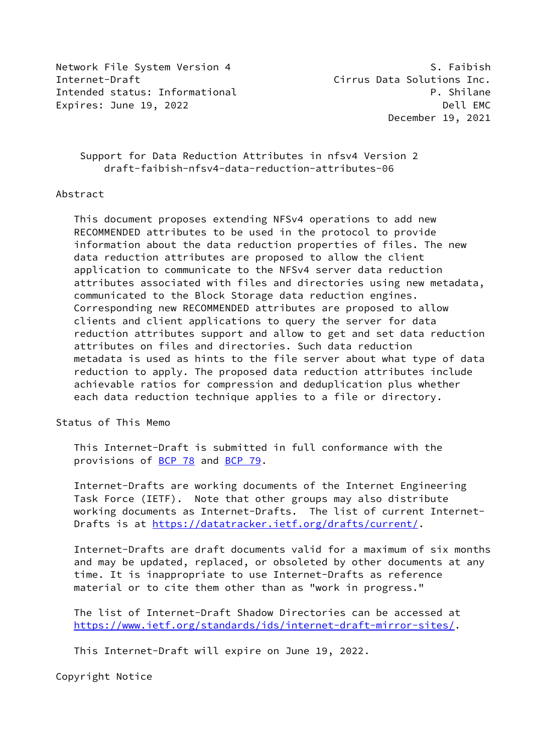Network File System Version 4 — S. Faibish
Internet-Draft — Cirrus Data Solutions Inc.
Intended status: Informational — P. Shilane
Expires: June 19, 2022 — Dell EMC
December 19, 2021

# Support for Data Reduction Attributes in nfsv4 Version 2
## draft-faibish-nfsv4-data-reduction-attributes-06

## Abstract

This document proposes extending NFSv4 operations to add new RECOMMENDED attributes to be used in the protocol to provide information about the data reduction properties of files. The new data reduction attributes are proposed to allow the client application to communicate to the NFSv4 server data reduction attributes associated with files and directories using new metadata, communicated to the Block Storage data reduction engines. Corresponding new RECOMMENDED attributes are proposed to allow clients and client applications to query the server for data reduction attributes support and allow to get and set data reduction attributes on files and directories. Such data reduction metadata is used as hints to the file server about what type of data reduction to apply. The proposed data reduction attributes include achievable ratios for compression and deduplication plus whether each data reduction technique applies to a file or directory.

## Status of This Memo

This Internet-Draft is submitted in full conformance with the provisions of BCP 78 and BCP 79.

Internet-Drafts are working documents of the Internet Engineering Task Force (IETF). Note that other groups may also distribute working documents as Internet-Drafts. The list of current Internet-Drafts is at https://datatracker.ietf.org/drafts/current/.

Internet-Drafts are draft documents valid for a maximum of six months and may be updated, replaced, or obsoleted by other documents at any time. It is inappropriate to use Internet-Drafts as reference material or to cite them other than as "work in progress."

The list of Internet-Draft Shadow Directories can be accessed at https://www.ietf.org/standards/ids/internet-draft-mirror-sites/.

This Internet-Draft will expire on June 19, 2022.

## Copyright Notice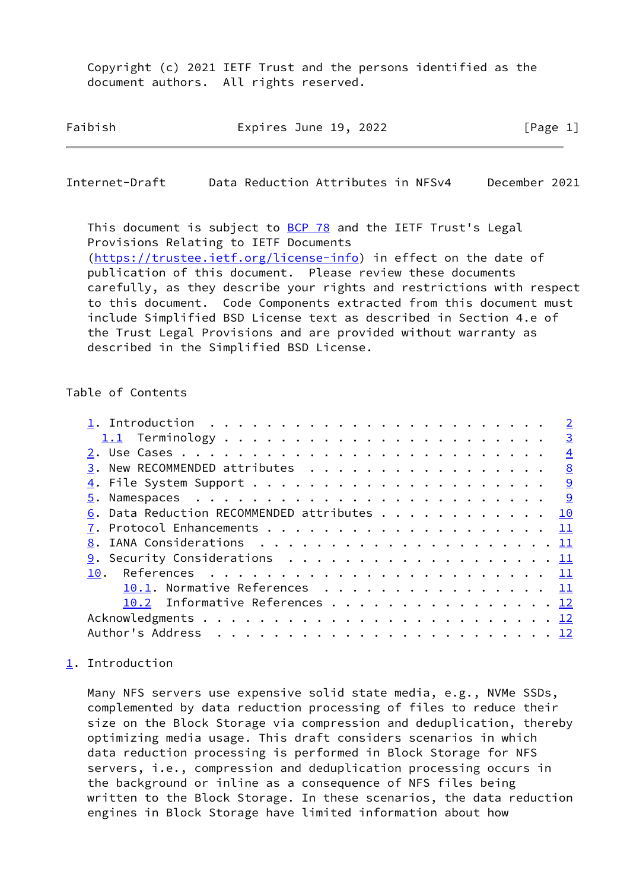Copyright (c) 2021 IETF Trust and the persons identified as the document authors. All rights reserved.

This document is subject to BCP 78 and the IETF Trust's Legal Provisions Relating to IETF Documents (https://trustee.ietf.org/license-info) in effect on the date of publication of this document. Please review these documents carefully, as they describe your rights and restrictions with respect to this document. Code Components extracted from this document must include Simplified BSD License text as described in Section 4.e of the Trust Legal Provisions and are provided without warranty as described in the Simplified BSD License.

Table of Contents

```
1. Introduction . . . . . . . . . . . . . . . . . . . . . . . .  2
  1.1  Terminology . . . . . . . . . . . . . . . . . . . . . . .  3
2. Use Cases . . . . . . . . . . . . . . . . . . . . . . . . . .  4
3. New RECOMMENDED attributes  . . . . . . . . . . . . . . . . .  8
4. File System Support . . . . . . . . . . . . . . . . . . . . .  9
5. Namespaces  . . . . . . . . . . . . . . . . . . . . . . . . .  9
6. Data Reduction RECOMMENDED attributes . . . . . . . . . . . . 10
7. Protocol Enhancements . . . . . . . . . . . . . . . . . . . . 11
8. IANA Considerations  . . . . . . . . . . . . . . . . . . . . . 11
9. Security Considerations  . . . . . . . . . . . . . . . . . . . 11
10.  References  . . . . . . . . . . . . . . . . . . . . . . . . 11
     10.1. Normative References  . . . . . . . . . . . . . . . . 11
     10.2  Informative References . . . . . . . . . . . . . . . . 12
Acknowledgments . . . . . . . . . . . . . . . . . . . . . . . . . 12
Author's Address  . . . . . . . . . . . . . . . . . . . . . . . . 12
```

## 1. Introduction

Many NFS servers use expensive solid state media, e.g., NVMe SSDs, complemented by data reduction processing of files to reduce their size on the Block Storage via compression and deduplication, thereby optimizing media usage. This draft considers scenarios in which data reduction processing is performed in Block Storage for NFS servers, i.e., compression and deduplication processing occurs in the background or inline as a consequence of NFS files being written to the Block Storage. In these scenarios, the data reduction engines in Block Storage have limited information about how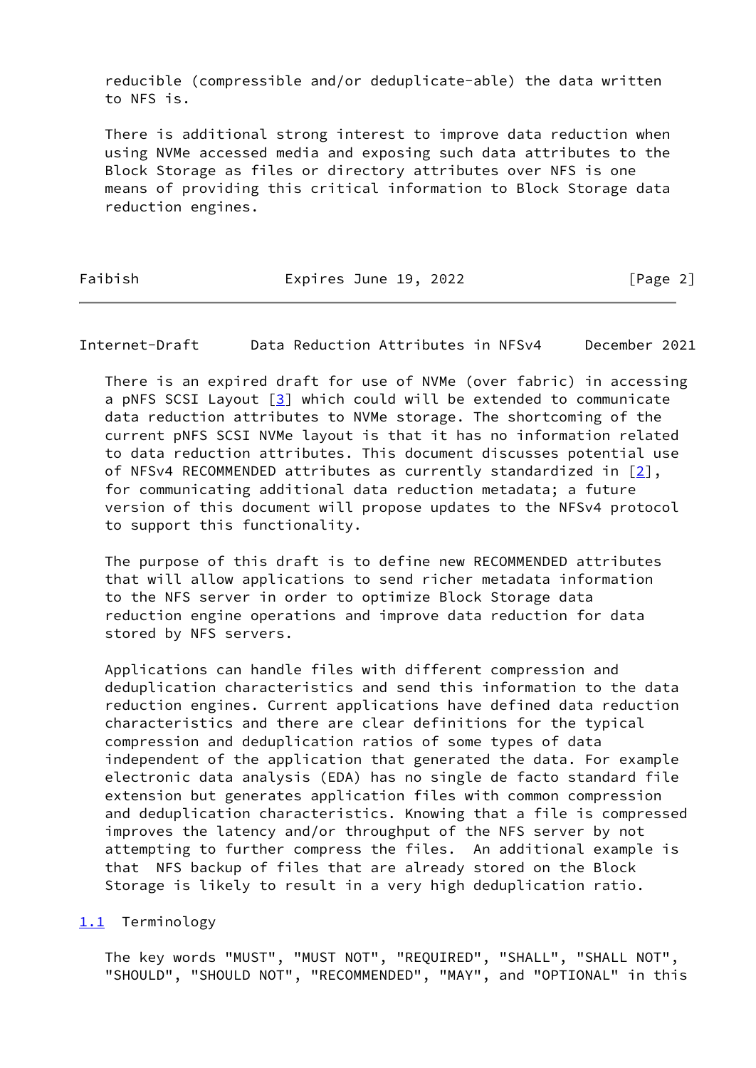reducible (compressible and/or deduplicate-able) the data written to NFS is.

There is additional strong interest to improve data reduction when using NVMe accessed media and exposing such data attributes to the Block Storage as files or directory attributes over NFS is one means of providing this critical information to Block Storage data reduction engines.

There is an expired draft for use of NVMe (over fabric) in accessing a pNFS SCSI Layout [3] which could will be extended to communicate data reduction attributes to NVMe storage. The shortcoming of the current pNFS SCSI NVMe layout is that it has no information related to data reduction attributes. This document discusses potential use of NFSv4 RECOMMENDED attributes as currently standardized in [2], for communicating additional data reduction metadata; a future version of this document will propose updates to the NFSv4 protocol to support this functionality.

The purpose of this draft is to define new RECOMMENDED attributes that will allow applications to send richer metadata information to the NFS server in order to optimize Block Storage data reduction engine operations and improve data reduction for data stored by NFS servers.

Applications can handle files with different compression and deduplication characteristics and send this information to the data reduction engines. Current applications have defined data reduction characteristics and there are clear definitions for the typical compression and deduplication ratios of some types of data independent of the application that generated the data. For example electronic data analysis (EDA) has no single de facto standard file extension but generates application files with common compression and deduplication characteristics. Knowing that a file is compressed improves the latency and/or throughput of the NFS server by not attempting to further compress the files. An additional example is that NFS backup of files that are already stored on the Block Storage is likely to result in a very high deduplication ratio.

### 1.1 Terminology

The key words "MUST", "MUST NOT", "REQUIRED", "SHALL", "SHALL NOT", "SHOULD", "SHOULD NOT", "RECOMMENDED", "MAY", and "OPTIONAL" in this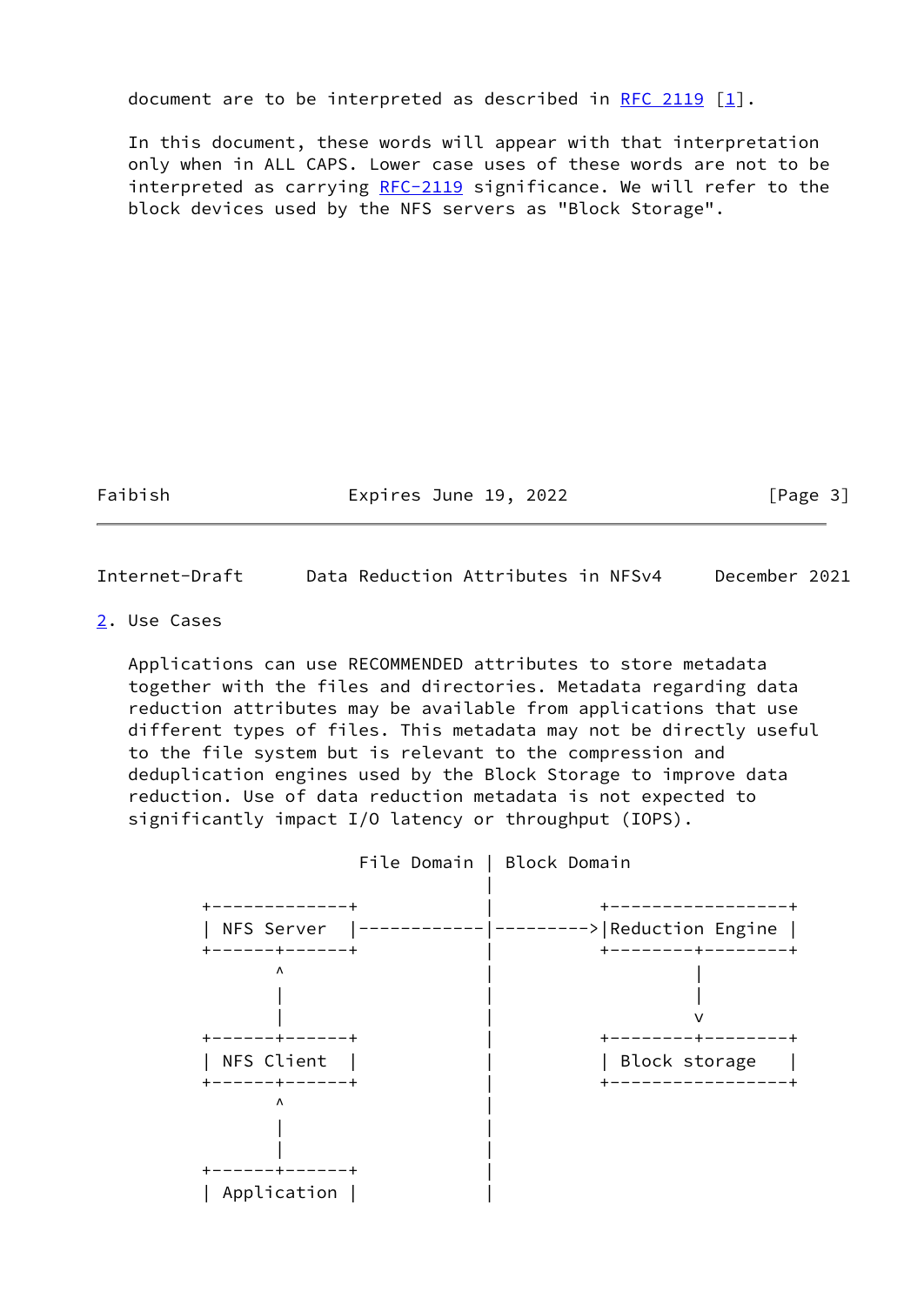document are to be interpreted as described in RFC 2119 [1].

In this document, these words will appear with that interpretation only when in ALL CAPS. Lower case uses of these words are not to be interpreted as carrying RFC-2119 significance. We will refer to the block devices used by the NFS servers as "Block Storage".

## 2. Use Cases

Applications can use RECOMMENDED attributes to store metadata together with the files and directories. Metadata regarding data reduction attributes may be available from applications that use different types of files. This metadata may not be directly useful to the file system but is relevant to the compression and deduplication engines used by the Block Storage to improve data reduction. Use of data reduction metadata is not expected to significantly impact I/O latency or throughput (IOPS).

```
                  File Domain | Block Domain
                              |
        +-------------+       |       +------------------+
        | NFS Server  |-------|------>|Reduction Engine |
        +------+------+       |       +--------+---------+
               ^              |                |
               |              |                |
               |              |                v
        +------+------+       |       +--------+---------+
        | NFS Client  |       |       | Block storage    |
        +------+------+       |       +------------------+
               ^              |
               |              |
               |              |
        +------+------+       |
        | Application |       |
```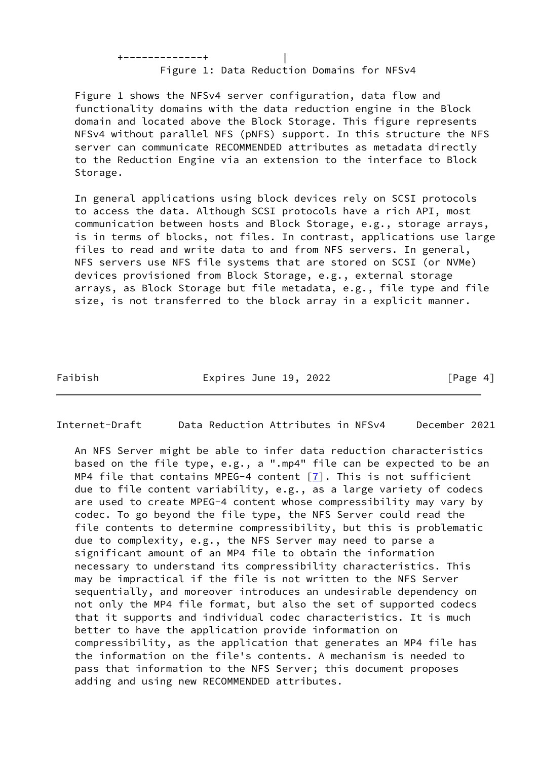```
        +-------------+             |
```

Figure 1: Data Reduction Domains for NFSv4

Figure 1 shows the NFSv4 server configuration, data flow and functionality domains with the data reduction engine in the Block domain and located above the Block Storage. This figure represents NFSv4 without parallel NFS (pNFS) support. In this structure the NFS server can communicate RECOMMENDED attributes as metadata directly to the Reduction Engine via an extension to the interface to Block Storage.

In general applications using block devices rely on SCSI protocols to access the data. Although SCSI protocols have a rich API, most communication between hosts and Block Storage, e.g., storage arrays, is in terms of blocks, not files. In contrast, applications use large files to read and write data to and from NFS servers. In general, NFS servers use NFS file systems that are stored on SCSI (or NVMe) devices provisioned from Block Storage, e.g., external storage arrays, as Block Storage but file metadata, e.g., file type and file size, is not transferred to the block array in a explicit manner.

An NFS Server might be able to infer data reduction characteristics based on the file type, e.g., a ".mp4" file can be expected to be an MP4 file that contains MPEG-4 content [7]. This is not sufficient due to file content variability, e.g., as a large variety of codecs are used to create MPEG-4 content whose compressibility may vary by codec. To go beyond the file type, the NFS Server could read the file contents to determine compressibility, but this is problematic due to complexity, e.g., the NFS Server may need to parse a significant amount of an MP4 file to obtain the information necessary to understand its compressibility characteristics. This may be impractical if the file is not written to the NFS Server sequentially, and moreover introduces an undesirable dependency on not only the MP4 file format, but also the set of supported codecs that it supports and individual codec characteristics. It is much better to have the application provide information on compressibility, as the application that generates an MP4 file has the information on the file's contents. A mechanism is needed to pass that information to the NFS Server; this document proposes adding and using new RECOMMENDED attributes.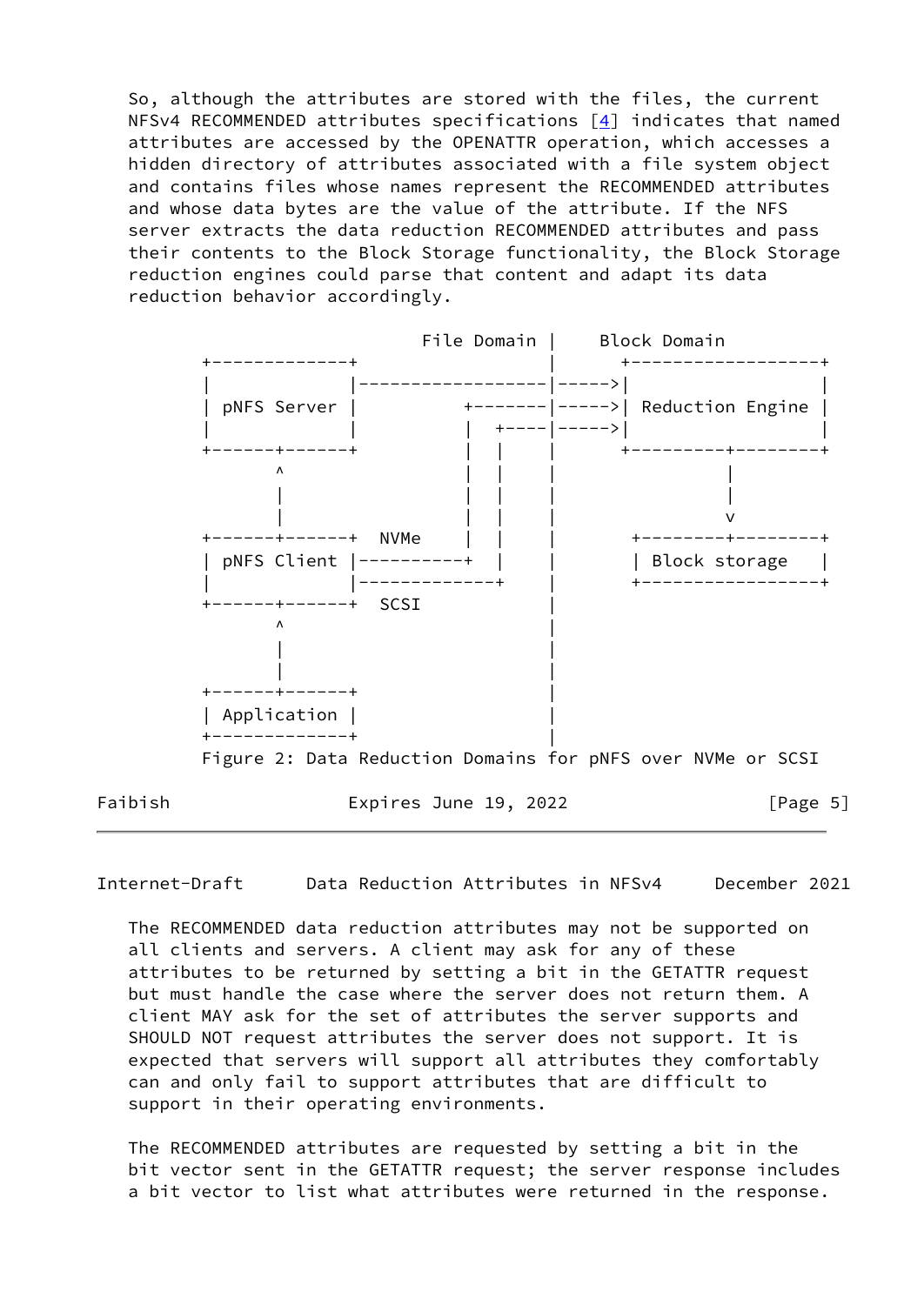So, although the attributes are stored with the files, the current NFSv4 RECOMMENDED attributes specifications [4] indicates that named attributes are accessed by the OPENATTR operation, which accesses a hidden directory of attributes associated with a file system object and contains files whose names represent the RECOMMENDED attributes and whose data bytes are the value of the attribute. If the NFS server extracts the data reduction RECOMMENDED attributes and pass their contents to the Block Storage functionality, the Block Storage reduction engines could parse that content and adapt its data reduction behavior accordingly.

```
                          File Domain |    Block Domain
        +-------------+               |     +------------------+
        |             |---------------|---->|                  |
        | pNFS Server |         +-----|---->| Reduction Engine |
        |             |         |  +--|---->|                  |
        +------+------+         |  |  |     +---------+--------+
               ^                |  |  |               |
               |                |  |  |               |
               |                |  |  |               v
        +------+------+  NVMe   |  |  |      +--------+--------+
        | pNFS Client |---------+  |  |      | Block storage   |
        |             |------------+  |      +-----------------+
        +------+------+  SCSI         |
               ^                      |
               |                      |
               |                      |
        +------+------+               |
        | Application |               |
        +-------------+               |
        Figure 2: Data Reduction Domains for pNFS over NVMe or SCSI
```

The RECOMMENDED data reduction attributes may not be supported on all clients and servers. A client may ask for any of these attributes to be returned by setting a bit in the GETATTR request but must handle the case where the server does not return them. A client MAY ask for the set of attributes the server supports and SHOULD NOT request attributes the server does not support. It is expected that servers will support all attributes they comfortably can and only fail to support attributes that are difficult to support in their operating environments.

The RECOMMENDED attributes are requested by setting a bit in the bit vector sent in the GETATTR request; the server response includes a bit vector to list what attributes were returned in the response.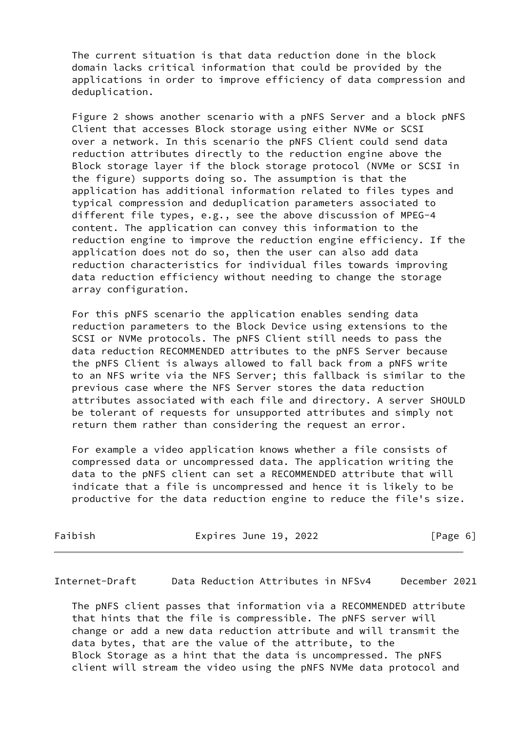The current situation is that data reduction done in the block domain lacks critical information that could be provided by the applications in order to improve efficiency of data compression and deduplication.

Figure 2 shows another scenario with a pNFS Server and a block pNFS Client that accesses Block storage using either NVMe or SCSI over a network. In this scenario the pNFS Client could send data reduction attributes directly to the reduction engine above the Block storage layer if the block storage protocol (NVMe or SCSI in the figure) supports doing so. The assumption is that the application has additional information related to files types and typical compression and deduplication parameters associated to different file types, e.g., see the above discussion of MPEG-4 content. The application can convey this information to the reduction engine to improve the reduction engine efficiency. If the application does not do so, then the user can also add data reduction characteristics for individual files towards improving data reduction efficiency without needing to change the storage array configuration.

For this pNFS scenario the application enables sending data reduction parameters to the Block Device using extensions to the SCSI or NVMe protocols. The pNFS Client still needs to pass the data reduction RECOMMENDED attributes to the pNFS Server because the pNFS Client is always allowed to fall back from a pNFS write to an NFS write via the NFS Server; this fallback is similar to the previous case where the NFS Server stores the data reduction attributes associated with each file and directory. A server SHOULD be tolerant of requests for unsupported attributes and simply not return them rather than considering the request an error.

For example a video application knows whether a file consists of compressed data or uncompressed data. The application writing the data to the pNFS client can set a RECOMMENDED attribute that will indicate that a file is uncompressed and hence it is likely to be productive for the data reduction engine to reduce the file's size.

The pNFS client passes that information via a RECOMMENDED attribute that hints that the file is compressible. The pNFS server will change or add a new data reduction attribute and will transmit the data bytes, that are the value of the attribute, to the Block Storage as a hint that the data is uncompressed. The pNFS client will stream the video using the pNFS NVMe data protocol and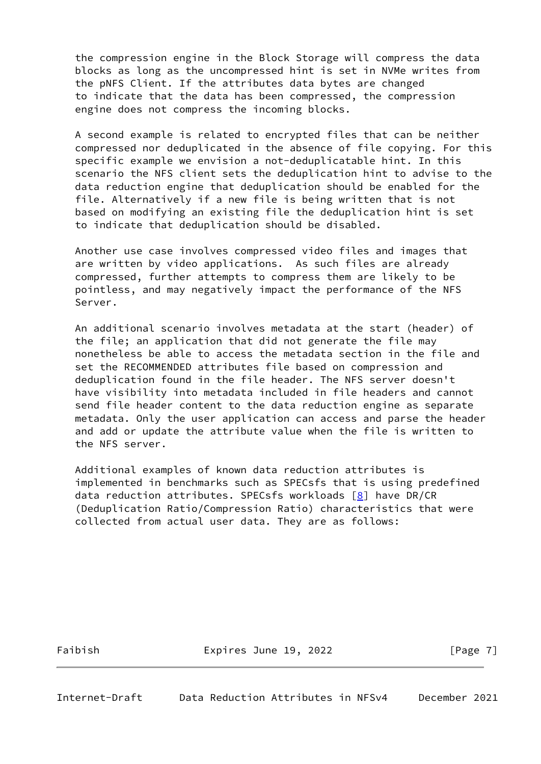the compression engine in the Block Storage will compress the data blocks as long as the uncompressed hint is set in NVMe writes from the pNFS Client. If the attributes data bytes are changed to indicate that the data has been compressed, the compression engine does not compress the incoming blocks.

A second example is related to encrypted files that can be neither compressed nor deduplicated in the absence of file copying. For this specific example we envision a not-deduplicatable hint. In this scenario the NFS client sets the deduplication hint to advise to the data reduction engine that deduplication should be enabled for the file. Alternatively if a new file is being written that is not based on modifying an existing file the deduplication hint is set to indicate that deduplication should be disabled.

Another use case involves compressed video files and images that are written by video applications. As such files are already compressed, further attempts to compress them are likely to be pointless, and may negatively impact the performance of the NFS Server.

An additional scenario involves metadata at the start (header) of the file; an application that did not generate the file may nonetheless be able to access the metadata section in the file and set the RECOMMENDED attributes file based on compression and deduplication found in the file header. The NFS server doesn't have visibility into metadata included in file headers and cannot send file header content to the data reduction engine as separate metadata. Only the user application can access and parse the header and add or update the attribute value when the file is written to the NFS server.

Additional examples of known data reduction attributes is implemented in benchmarks such as SPECsfs that is using predefined data reduction attributes. SPECsfs workloads [8] have DR/CR (Deduplication Ratio/Compression Ratio) characteristics that were collected from actual user data. They are as follows: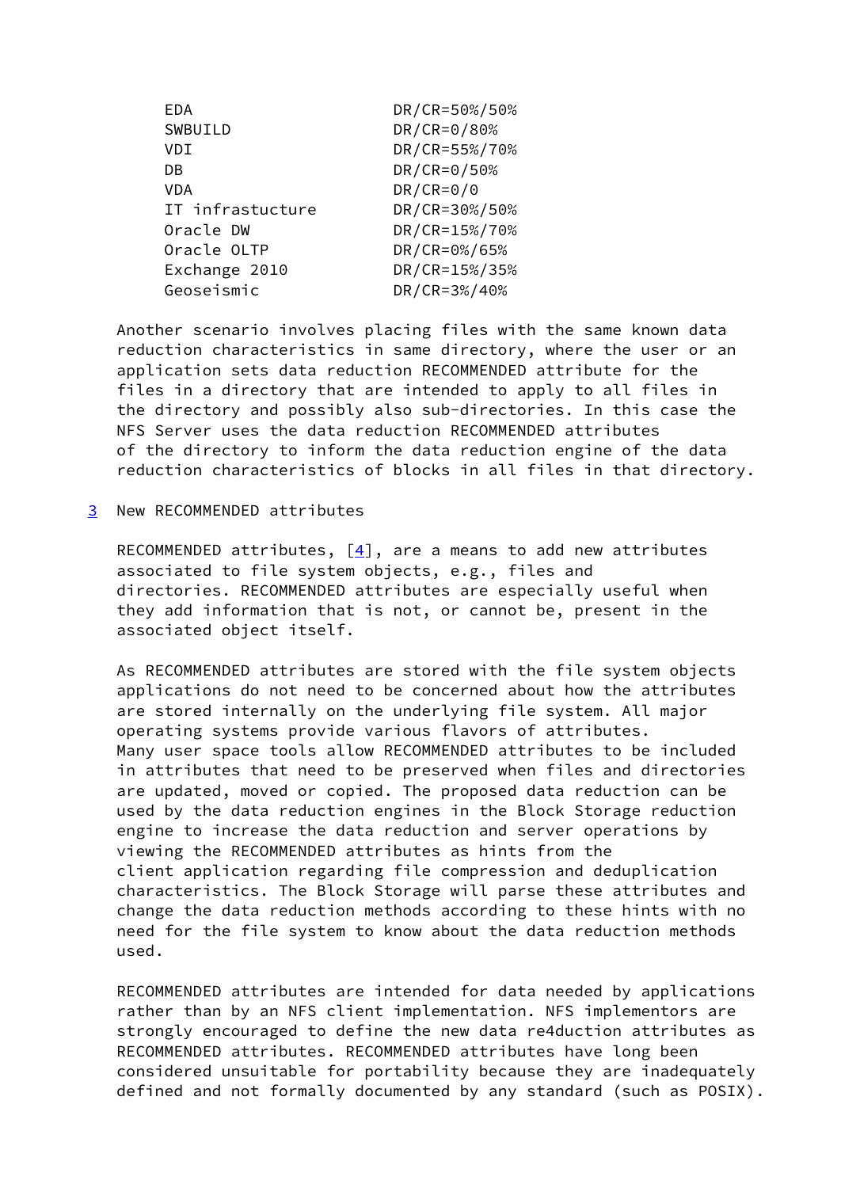| | |
|---|---|
| EDA | DR/CR=50%/50% |
| SWBUILD | DR/CR=0/80% |
| VDI | DR/CR=55%/70% |
| DB | DR/CR=0/50% |
| VDA | DR/CR=0/0 |
| IT infrastucture | DR/CR=30%/50% |
| Oracle DW | DR/CR=15%/70% |
| Oracle OLTP | DR/CR=0%/65% |
| Exchange 2010 | DR/CR=15%/35% |
| Geoseismic | DR/CR=3%/40% |

Another scenario involves placing files with the same known data reduction characteristics in same directory, where the user or an application sets data reduction RECOMMENDED attribute for the files in a directory that are intended to apply to all files in the directory and possibly also sub-directories. In this case the NFS Server uses the data reduction RECOMMENDED attributes of the directory to inform the data reduction engine of the data reduction characteristics of blocks in all files in that directory.

## 3 New RECOMMENDED attributes

RECOMMENDED attributes, [4], are a means to add new attributes associated to file system objects, e.g., files and directories. RECOMMENDED attributes are especially useful when they add information that is not, or cannot be, present in the associated object itself.

As RECOMMENDED attributes are stored with the file system objects applications do not need to be concerned about how the attributes are stored internally on the underlying file system. All major operating systems provide various flavors of attributes. Many user space tools allow RECOMMENDED attributes to be included in attributes that need to be preserved when files and directories are updated, moved or copied. The proposed data reduction can be used by the data reduction engines in the Block Storage reduction engine to increase the data reduction and server operations by viewing the RECOMMENDED attributes as hints from the client application regarding file compression and deduplication characteristics. The Block Storage will parse these attributes and change the data reduction methods according to these hints with no need for the file system to know about the data reduction methods used.

RECOMMENDED attributes are intended for data needed by applications rather than by an NFS client implementation. NFS implementors are strongly encouraged to define the new data re4duction attributes as RECOMMENDED attributes. RECOMMENDED attributes have long been considered unsuitable for portability because they are inadequately defined and not formally documented by any standard (such as POSIX).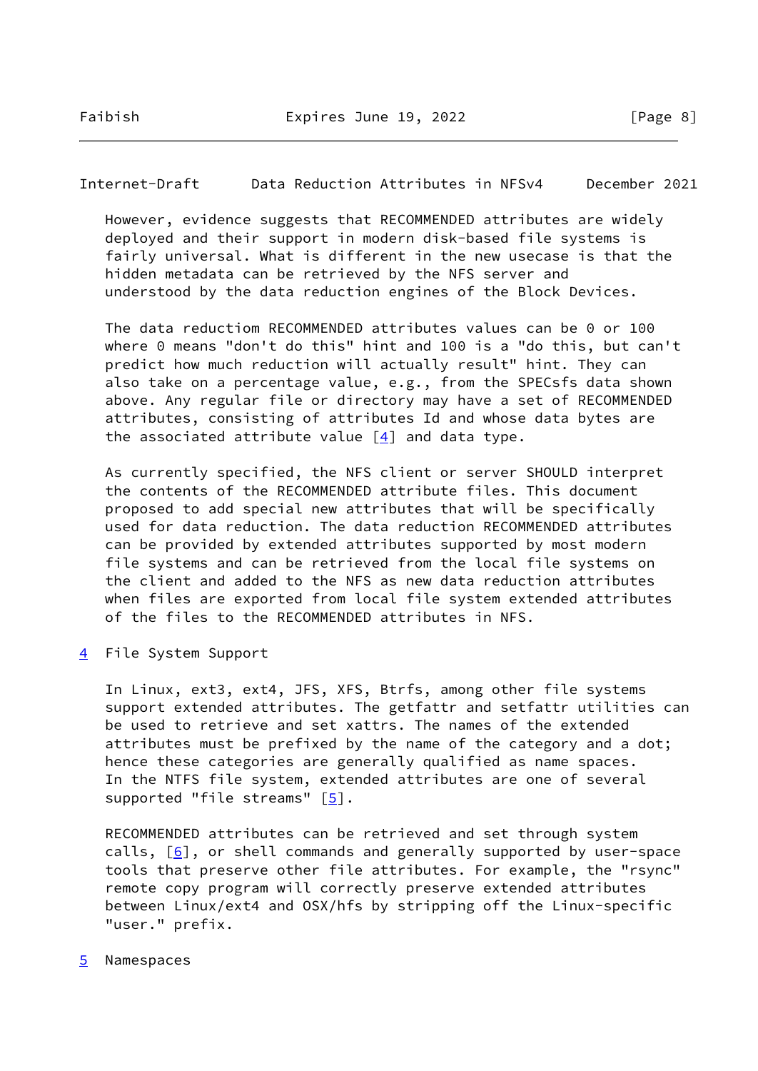However, evidence suggests that RECOMMENDED attributes are widely deployed and their support in modern disk-based file systems is fairly universal. What is different in the new usecase is that the hidden metadata can be retrieved by the NFS server and understood by the data reduction engines of the Block Devices.

The data reductiom RECOMMENDED attributes values can be 0 or 100 where 0 means "don't do this" hint and 100 is a "do this, but can't predict how much reduction will actually result" hint. They can also take on a percentage value, e.g., from the SPECsfs data shown above. Any regular file or directory may have a set of RECOMMENDED attributes, consisting of attributes Id and whose data bytes are the associated attribute value [4] and data type.

As currently specified, the NFS client or server SHOULD interpret the contents of the RECOMMENDED attribute files. This document proposed to add special new attributes that will be specifically used for data reduction. The data reduction RECOMMENDED attributes can be provided by extended attributes supported by most modern file systems and can be retrieved from the local file systems on the client and added to the NFS as new data reduction attributes when files are exported from local file system extended attributes of the files to the RECOMMENDED attributes in NFS.

## 4 File System Support

In Linux, ext3, ext4, JFS, XFS, Btrfs, among other file systems support extended attributes. The getfattr and setfattr utilities can be used to retrieve and set xattrs. The names of the extended attributes must be prefixed by the name of the category and a dot; hence these categories are generally qualified as name spaces. In the NTFS file system, extended attributes are one of several supported "file streams" [5].

RECOMMENDED attributes can be retrieved and set through system calls, [6], or shell commands and generally supported by user-space tools that preserve other file attributes. For example, the "rsync" remote copy program will correctly preserve extended attributes between Linux/ext4 and OSX/hfs by stripping off the Linux-specific "user." prefix.

## 5 Namespaces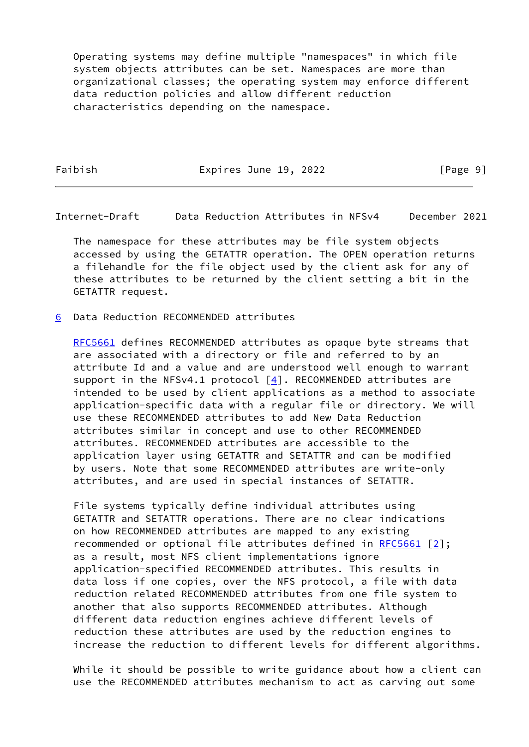Operating systems may define multiple "namespaces" in which file system objects attributes can be set. Namespaces are more than organizational classes; the operating system may enforce different data reduction policies and allow different reduction characteristics depending on the namespace.

The namespace for these attributes may be file system objects accessed by using the GETATTR operation. The OPEN operation returns a filehandle for the file object used by the client ask for any of these attributes to be returned by the client setting a bit in the GETATTR request.

## 6 Data Reduction RECOMMENDED attributes

RFC5661 defines RECOMMENDED attributes as opaque byte streams that are associated with a directory or file and referred to by an attribute Id and a value and are understood well enough to warrant support in the NFSv4.1 protocol [4]. RECOMMENDED attributes are intended to be used by client applications as a method to associate application-specific data with a regular file or directory. We will use these RECOMMENDED attributes to add New Data Reduction attributes similar in concept and use to other RECOMMENDED attributes. RECOMMENDED attributes are accessible to the application layer using GETATTR and SETATTR and can be modified by users. Note that some RECOMMENDED attributes are write-only attributes, and are used in special instances of SETATTR.

File systems typically define individual attributes using GETATTR and SETATTR operations. There are no clear indications on how RECOMMENDED attributes are mapped to any existing recommended or optional file attributes defined in RFC5661 [2]; as a result, most NFS client implementations ignore application-specified RECOMMENDED attributes. This results in data loss if one copies, over the NFS protocol, a file with data reduction related RECOMMENDED attributes from one file system to another that also supports RECOMMENDED attributes. Although different data reduction engines achieve different levels of reduction these attributes are used by the reduction engines to increase the reduction to different levels for different algorithms.

While it should be possible to write guidance about how a client can use the RECOMMENDED attributes mechanism to act as carving out some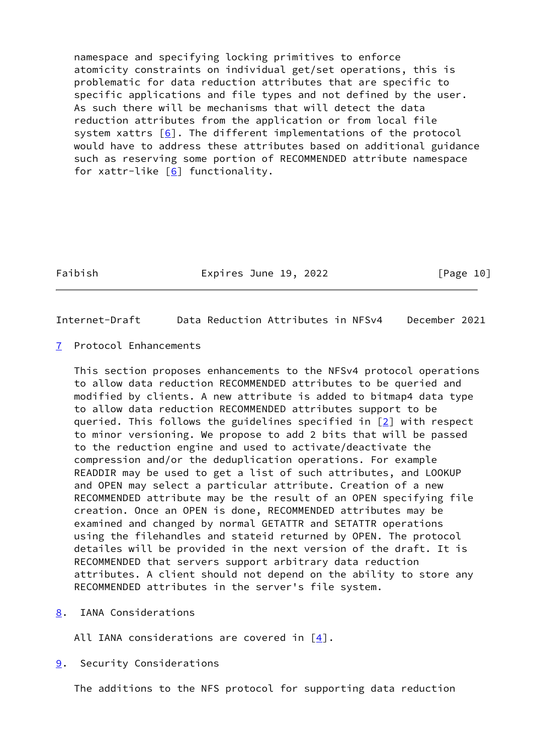namespace and specifying locking primitives to enforce atomicity constraints on individual get/set operations, this is problematic for data reduction attributes that are specific to specific applications and file types and not defined by the user. As such there will be mechanisms that will detect the data reduction attributes from the application or from local file system xattrs [6]. The different implementations of the protocol would have to address these attributes based on additional guidance such as reserving some portion of RECOMMENDED attribute namespace for xattr-like [6] functionality.

## 7 Protocol Enhancements

This section proposes enhancements to the NFSv4 protocol operations to allow data reduction RECOMMENDED attributes to be queried and modified by clients. A new attribute is added to bitmap4 data type to allow data reduction RECOMMENDED attributes support to be queried. This follows the guidelines specified in [2] with respect to minor versioning. We propose to add 2 bits that will be passed to the reduction engine and used to activate/deactivate the compression and/or the deduplication operations. For example READDIR may be used to get a list of such attributes, and LOOKUP and OPEN may select a particular attribute. Creation of a new RECOMMENDED attribute may be the result of an OPEN specifying file creation. Once an OPEN is done, RECOMMENDED attributes may be examined and changed by normal GETATTR and SETATTR operations using the filehandles and stateid returned by OPEN. The protocol detailes will be provided in the next version of the draft. It is RECOMMENDED that servers support arbitrary data reduction attributes. A client should not depend on the ability to store any RECOMMENDED attributes in the server's file system.

## 8. IANA Considerations

All IANA considerations are covered in [4].

## 9. Security Considerations

The additions to the NFS protocol for supporting data reduction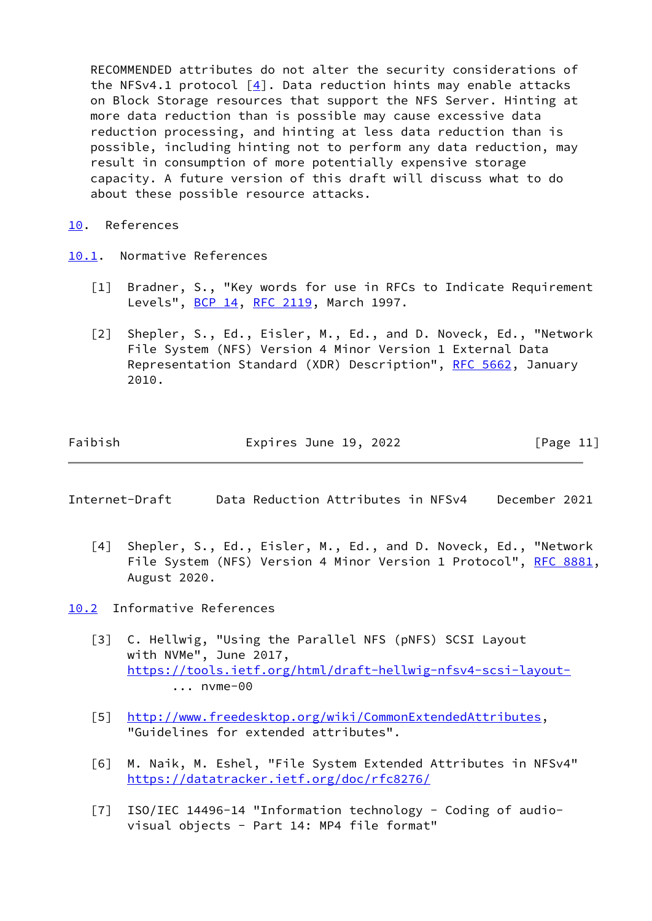RECOMMENDED attributes do not alter the security considerations of the NFSv4.1 protocol [4]. Data reduction hints may enable attacks on Block Storage resources that support the NFS Server. Hinting at more data reduction than is possible may cause excessive data reduction processing, and hinting at less data reduction than is possible, including hinting not to perform any data reduction, may result in consumption of more potentially expensive storage capacity. A future version of this draft will discuss what to do about these possible resource attacks.

# 10. References

## 10.1. Normative References

[1] Bradner, S., "Key words for use in RFCs to Indicate Requirement Levels", BCP 14, RFC 2119, March 1997.

[2] Shepler, S., Ed., Eisler, M., Ed., and D. Noveck, Ed., "Network File System (NFS) Version 4 Minor Version 1 External Data Representation Standard (XDR) Description", RFC 5662, January 2010.

[4] Shepler, S., Ed., Eisler, M., Ed., and D. Noveck, Ed., "Network File System (NFS) Version 4 Minor Version 1 Protocol", RFC 8881, August 2020.

## 10.2 Informative References

[3] C. Hellwig, "Using the Parallel NFS (pNFS) SCSI Layout with NVMe", June 2017, https://tools.ietf.org/html/draft-hellwig-nfsv4-scsi-layout- ... nvme-00

[5] http://www.freedesktop.org/wiki/CommonExtendedAttributes, "Guidelines for extended attributes".

[6] M. Naik, M. Eshel, "File System Extended Attributes in NFSv4" https://datatracker.ietf.org/doc/rfc8276/

[7] ISO/IEC 14496-14 "Information technology - Coding of audio-visual objects - Part 14: MP4 file format"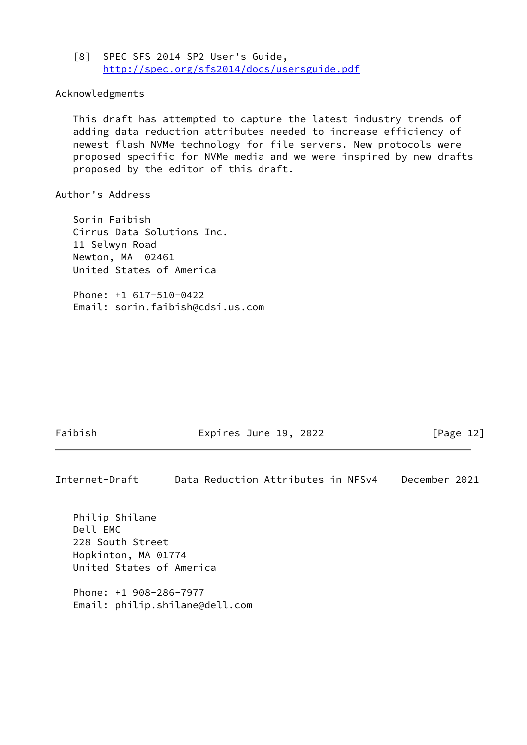[8] SPEC SFS 2014 SP2 User's Guide, http://spec.org/sfs2014/docs/usersguide.pdf

## Acknowledgments

This draft has attempted to capture the latest industry trends of adding data reduction attributes needed to increase efficiency of newest flash NVMe technology for file servers. New protocols were proposed specific for NVMe media and we were inspired by new drafts proposed by the editor of this draft.

## Author's Address

Sorin Faibish
Cirrus Data Solutions Inc.
11 Selwyn Road
Newton, MA  02461
United States of America

Phone: +1 617-510-0422
Email: sorin.faibish@cdsi.us.com

Philip Shilane
Dell EMC
228 South Street
Hopkinton, MA 01774
United States of America

Phone: +1 908-286-7977
Email: philip.shilane@dell.com